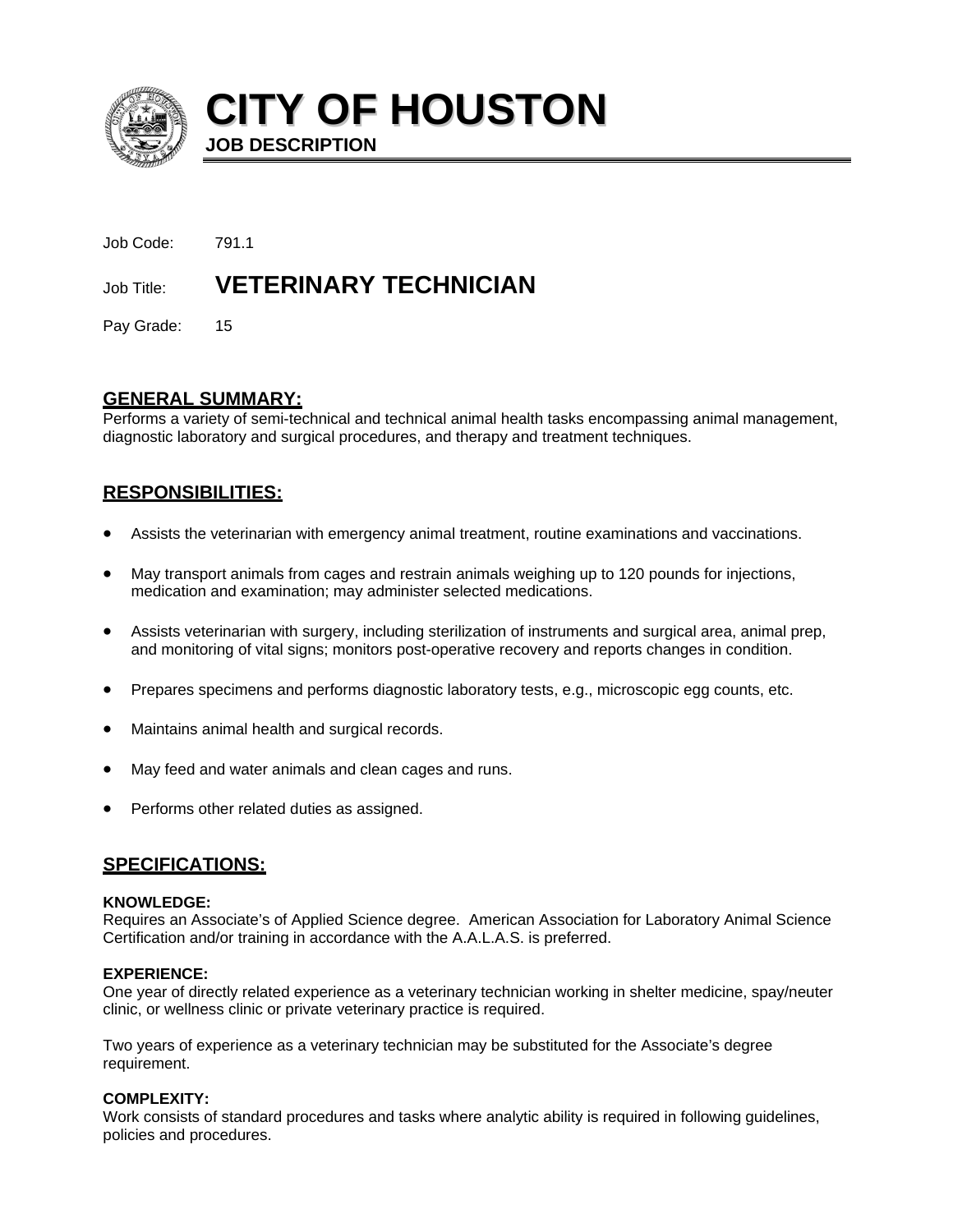# CITY OF HOUSTON

**JOB DESCRIPTION**

Job Code: 791.1

Job Title: **VETERINARY TECHNICIAN**

Pay Grade: 15

## GENERAL SUMMARY:

Performs a variety of semi-technical and technical animal health tasks encompassing animal management, diagnostic laboratory and surgical procedures, and therapy and treatment techniques.

## RESPONSIBILITIES:

- Assists the veterinarian with emergency animal treatment, routine examinations and vaccinations.
- May transport animals from cages and restrain animals weighing up to 120 pounds for injections, medication and examination; may administer selected medications.
- Assists veterinarian with surgery, including sterilization of instruments and surgical area, animal prep, and monitoring of vital signs; monitors post-operative recovery and reports changes in condition.
- Prepares specimens and performs diagnostic laboratory tests, e.g., microscopic egg counts, etc.
- Maintains animal health and surgical records.
- May feed and water animals and clean cages and runs.
- Performs other related duties as assigned.

## SPECIFICATIONS:

**KNOWLEDGE:**

Requires an Associate's of Applied Science degree. American Association for Laboratory Animal Science Certification and/or training in accordance with the A.A.L.A.S. is preferred.

**EXPERIENCE:**

One year of directly related experience as a veterinary technician working in shelter medicine, spay/neuter clinic, or wellness clinic or private veterinary practice is required.

Two years of experience as a veterinary technician may be substituted for the Associate's degree requirement.

**COMPLEXITY:**

Work consists of standard procedures and tasks where analytic ability is required in following guidelines, policies and procedures.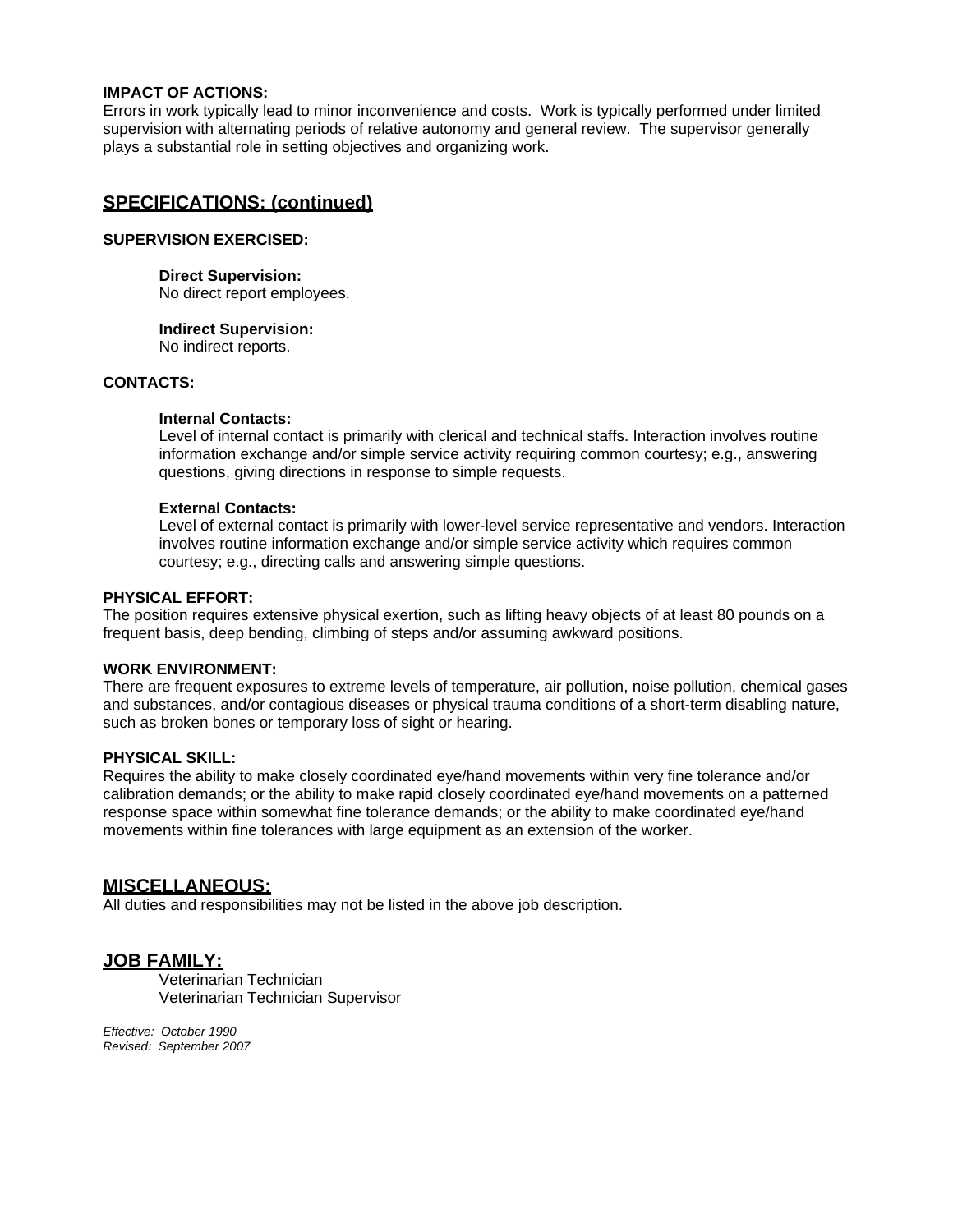**IMPACT OF ACTIONS:**
Errors in work typically lead to minor inconvenience and costs. Work is typically performed under limited supervision with alternating periods of relative autonomy and general review. The supervisor generally plays a substantial role in setting objectives and organizing work.

## SPECIFICATIONS: (continued)

**SUPERVISION EXERCISED:**

**Direct Supervision:**
No direct report employees.

**Indirect Supervision:**
No indirect reports.

**CONTACTS:**

**Internal Contacts:**
Level of internal contact is primarily with clerical and technical staffs. Interaction involves routine information exchange and/or simple service activity requiring common courtesy; e.g., answering questions, giving directions in response to simple requests.

**External Contacts:**
Level of external contact is primarily with lower-level service representative and vendors. Interaction involves routine information exchange and/or simple service activity which requires common courtesy; e.g., directing calls and answering simple questions.

**PHYSICAL EFFORT:**
The position requires extensive physical exertion, such as lifting heavy objects of at least 80 pounds on a frequent basis, deep bending, climbing of steps and/or assuming awkward positions.

**WORK ENVIRONMENT:**
There are frequent exposures to extreme levels of temperature, air pollution, noise pollution, chemical gases and substances, and/or contagious diseases or physical trauma conditions of a short-term disabling nature, such as broken bones or temporary loss of sight or hearing.

**PHYSICAL SKILL:**
Requires the ability to make closely coordinated eye/hand movements within very fine tolerance and/or calibration demands; or the ability to make rapid closely coordinated eye/hand movements on a patterned response space within somewhat fine tolerance demands; or the ability to make coordinated eye/hand movements within fine tolerances with large equipment as an extension of the worker.

## MISCELLANEOUS:

All duties and responsibilities may not be listed in the above job description.

## JOB FAMILY:

Veterinarian Technician
Veterinarian Technician Supervisor

*Effective: October 1990*
*Revised: September 2007*